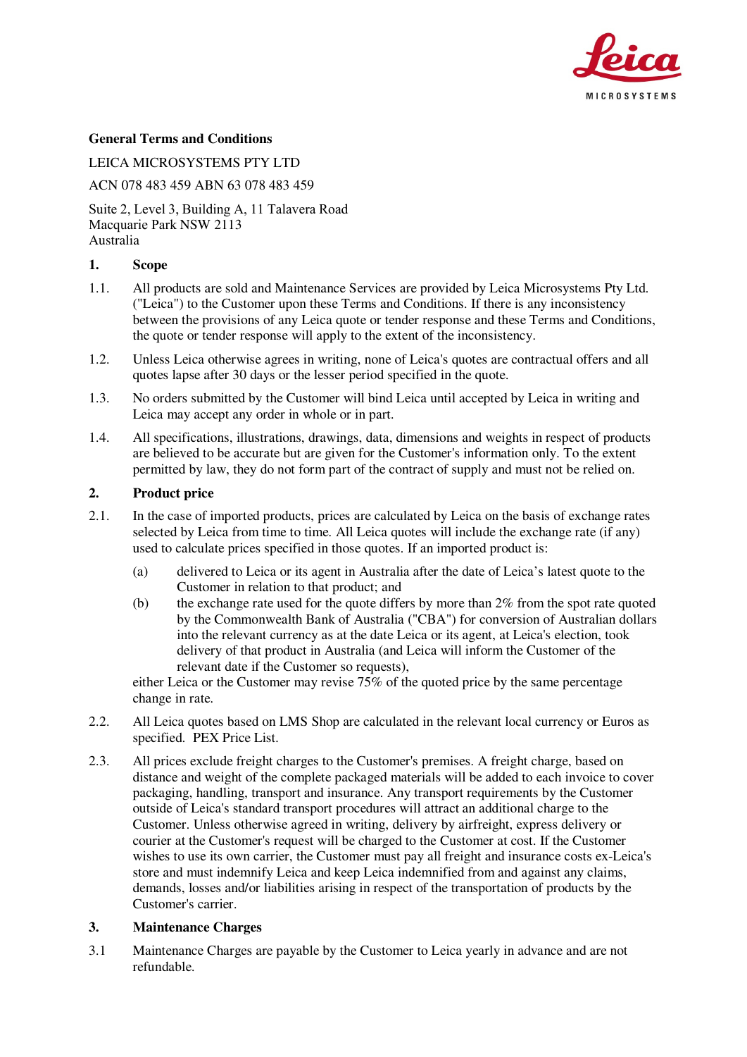**General Terms and Conditions**

LEICA MICROSYSTEMS PTY LTD

ACN 078 483 459 ABN 63 078 483 459

Suite 2, Level 3, Building A, 11 Talavera Road
Macquarie Park NSW 2113
Australia

## 1. Scope

1.1. All products are sold and Maintenance Services are provided by Leica Microsystems Pty Ltd. ("Leica") to the Customer upon these Terms and Conditions. If there is any inconsistency between the provisions of any Leica quote or tender response and these Terms and Conditions, the quote or tender response will apply to the extent of the inconsistency.

1.2. Unless Leica otherwise agrees in writing, none of Leica's quotes are contractual offers and all quotes lapse after 30 days or the lesser period specified in the quote.

1.3. No orders submitted by the Customer will bind Leica until accepted by Leica in writing and Leica may accept any order in whole or in part.

1.4. All specifications, illustrations, drawings, data, dimensions and weights in respect of products are believed to be accurate but are given for the Customer's information only. To the extent permitted by law, they do not form part of the contract of supply and must not be relied on.

## 2. Product price

2.1. In the case of imported products, prices are calculated by Leica on the basis of exchange rates selected by Leica from time to time. All Leica quotes will include the exchange rate (if any) used to calculate prices specified in those quotes. If an imported product is:

(a) delivered to Leica or its agent in Australia after the date of Leica's latest quote to the Customer in relation to that product; and

(b) the exchange rate used for the quote differs by more than 2% from the spot rate quoted by the Commonwealth Bank of Australia ("CBA") for conversion of Australian dollars into the relevant currency as at the date Leica or its agent, at Leica's election, took delivery of that product in Australia (and Leica will inform the Customer of the relevant date if the Customer so requests),

either Leica or the Customer may revise 75% of the quoted price by the same percentage change in rate.

2.2. All Leica quotes based on LMS Shop are calculated in the relevant local currency or Euros as specified. PEX Price List.

2.3. All prices exclude freight charges to the Customer's premises. A freight charge, based on distance and weight of the complete packaged materials will be added to each invoice to cover packaging, handling, transport and insurance. Any transport requirements by the Customer outside of Leica's standard transport procedures will attract an additional charge to the Customer. Unless otherwise agreed in writing, delivery by airfreight, express delivery or courier at the Customer's request will be charged to the Customer at cost. If the Customer wishes to use its own carrier, the Customer must pay all freight and insurance costs ex-Leica's store and must indemnify Leica and keep Leica indemnified from and against any claims, demands, losses and/or liabilities arising in respect of the transportation of products by the Customer's carrier.

## 3. Maintenance Charges

3.1 Maintenance Charges are payable by the Customer to Leica yearly in advance and are not refundable.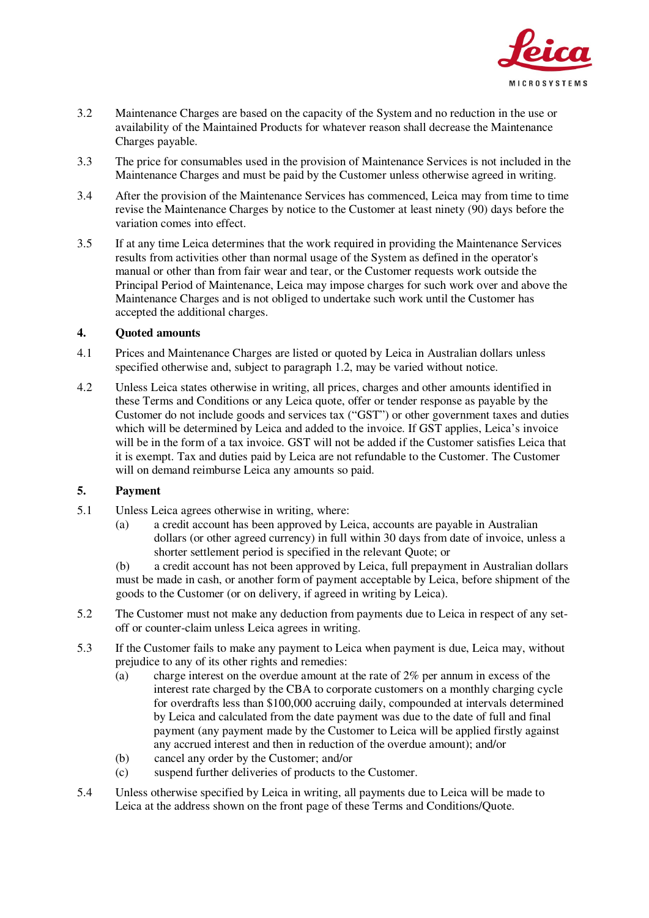3.2 Maintenance Charges are based on the capacity of the System and no reduction in the use or availability of the Maintained Products for whatever reason shall decrease the Maintenance Charges payable.

3.3 The price for consumables used in the provision of Maintenance Services is not included in the Maintenance Charges and must be paid by the Customer unless otherwise agreed in writing.

3.4 After the provision of the Maintenance Services has commenced, Leica may from time to time revise the Maintenance Charges by notice to the Customer at least ninety (90) days before the variation comes into effect.

3.5 If at any time Leica determines that the work required in providing the Maintenance Services results from activities other than normal usage of the System as defined in the operator's manual or other than from fair wear and tear, or the Customer requests work outside the Principal Period of Maintenance, Leica may impose charges for such work over and above the Maintenance Charges and is not obliged to undertake such work until the Customer has accepted the additional charges.

**4. Quoted amounts**

4.1 Prices and Maintenance Charges are listed or quoted by Leica in Australian dollars unless specified otherwise and, subject to paragraph 1.2, may be varied without notice.

4.2 Unless Leica states otherwise in writing, all prices, charges and other amounts identified in these Terms and Conditions or any Leica quote, offer or tender response as payable by the Customer do not include goods and services tax ("GST") or other government taxes and duties which will be determined by Leica and added to the invoice. If GST applies, Leica's invoice will be in the form of a tax invoice. GST will not be added if the Customer satisfies Leica that it is exempt. Tax and duties paid by Leica are not refundable to the Customer. The Customer will on demand reimburse Leica any amounts so paid.

**5. Payment**

5.1 Unless Leica agrees otherwise in writing, where:

(a) a credit account has been approved by Leica, accounts are payable in Australian dollars (or other agreed currency) in full within 30 days from date of invoice, unless a shorter settlement period is specified in the relevant Quote; or

(b) a credit account has not been approved by Leica, full prepayment in Australian dollars must be made in cash, or another form of payment acceptable by Leica, before shipment of the goods to the Customer (or on delivery, if agreed in writing by Leica).

5.2 The Customer must not make any deduction from payments due to Leica in respect of any set-off or counter-claim unless Leica agrees in writing.

5.3 If the Customer fails to make any payment to Leica when payment is due, Leica may, without prejudice to any of its other rights and remedies:

(a) charge interest on the overdue amount at the rate of 2% per annum in excess of the interest rate charged by the CBA to corporate customers on a monthly charging cycle for overdrafts less than $100,000 accruing daily, compounded at intervals determined by Leica and calculated from the date payment was due to the date of full and final payment (any payment made by the Customer to Leica will be applied firstly against any accrued interest and then in reduction of the overdue amount); and/or

(b) cancel any order by the Customer; and/or

(c) suspend further deliveries of products to the Customer.

5.4 Unless otherwise specified by Leica in writing, all payments due to Leica will be made to Leica at the address shown on the front page of these Terms and Conditions/Quote.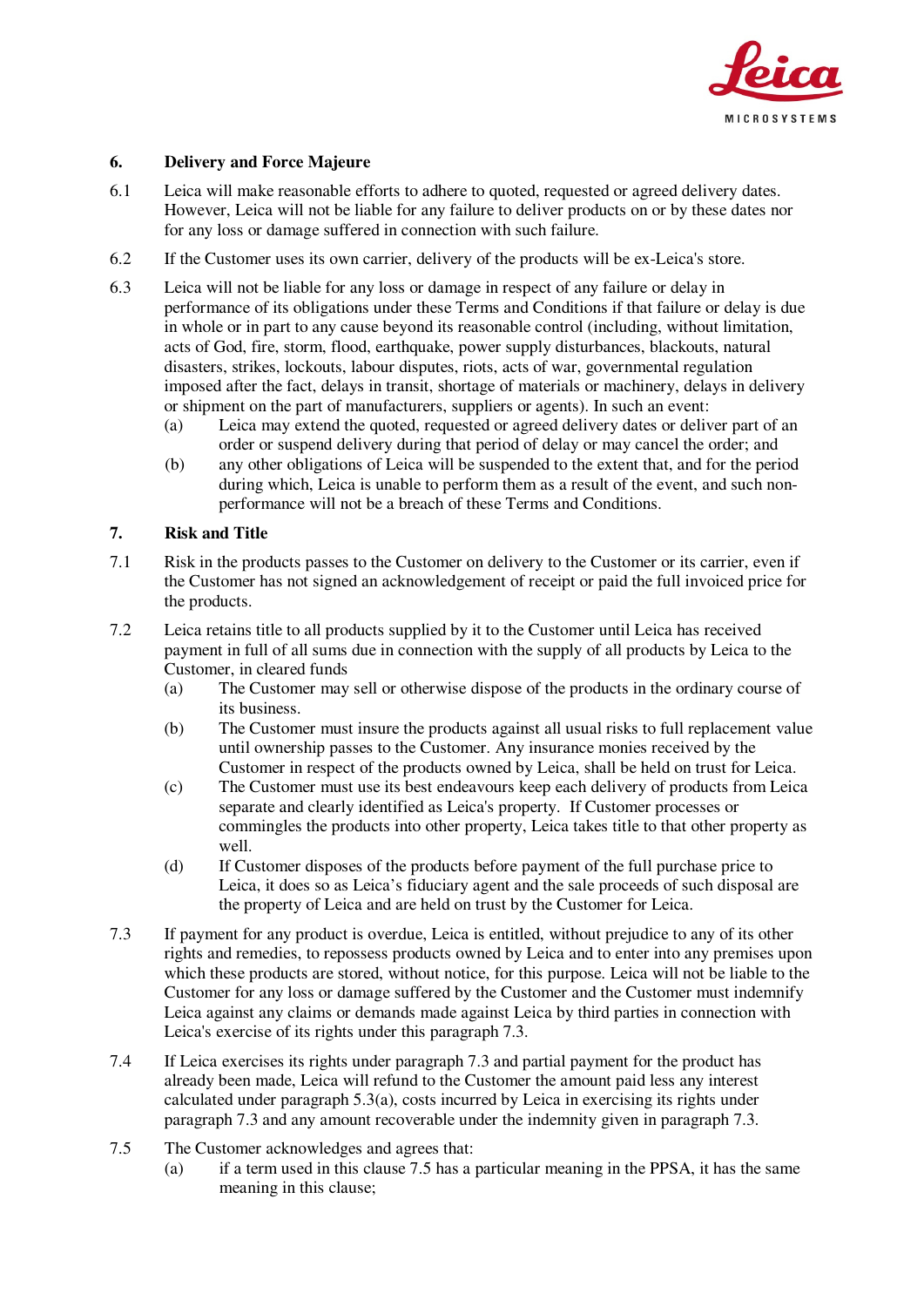## 6. Delivery and Force Majeure

6.1 Leica will make reasonable efforts to adhere to quoted, requested or agreed delivery dates. However, Leica will not be liable for any failure to deliver products on or by these dates nor for any loss or damage suffered in connection with such failure.

6.2 If the Customer uses its own carrier, delivery of the products will be ex-Leica's store.

6.3 Leica will not be liable for any loss or damage in respect of any failure or delay in performance of its obligations under these Terms and Conditions if that failure or delay is due in whole or in part to any cause beyond its reasonable control (including, without limitation, acts of God, fire, storm, flood, earthquake, power supply disturbances, blackouts, natural disasters, strikes, lockouts, labour disputes, riots, acts of war, governmental regulation imposed after the fact, delays in transit, shortage of materials or machinery, delays in delivery or shipment on the part of manufacturers, suppliers or agents). In such an event:

(a) Leica may extend the quoted, requested or agreed delivery dates or deliver part of an order or suspend delivery during that period of delay or may cancel the order; and

(b) any other obligations of Leica will be suspended to the extent that, and for the period during which, Leica is unable to perform them as a result of the event, and such non-performance will not be a breach of these Terms and Conditions.

## 7. Risk and Title

7.1 Risk in the products passes to the Customer on delivery to the Customer or its carrier, even if the Customer has not signed an acknowledgement of receipt or paid the full invoiced price for the products.

7.2 Leica retains title to all products supplied by it to the Customer until Leica has received payment in full of all sums due in connection with the supply of all products by Leica to the Customer, in cleared funds

(a) The Customer may sell or otherwise dispose of the products in the ordinary course of its business.

(b) The Customer must insure the products against all usual risks to full replacement value until ownership passes to the Customer. Any insurance monies received by the Customer in respect of the products owned by Leica, shall be held on trust for Leica.

(c) The Customer must use its best endeavours keep each delivery of products from Leica separate and clearly identified as Leica's property. If Customer processes or commingles the products into other property, Leica takes title to that other property as well.

(d) If Customer disposes of the products before payment of the full purchase price to Leica, it does so as Leica's fiduciary agent and the sale proceeds of such disposal are the property of Leica and are held on trust by the Customer for Leica.

7.3 If payment for any product is overdue, Leica is entitled, without prejudice to any of its other rights and remedies, to repossess products owned by Leica and to enter into any premises upon which these products are stored, without notice, for this purpose. Leica will not be liable to the Customer for any loss or damage suffered by the Customer and the Customer must indemnify Leica against any claims or demands made against Leica by third parties in connection with Leica's exercise of its rights under this paragraph 7.3.

7.4 If Leica exercises its rights under paragraph 7.3 and partial payment for the product has already been made, Leica will refund to the Customer the amount paid less any interest calculated under paragraph 5.3(a), costs incurred by Leica in exercising its rights under paragraph 7.3 and any amount recoverable under the indemnity given in paragraph 7.3.

7.5 The Customer acknowledges and agrees that:

(a) if a term used in this clause 7.5 has a particular meaning in the PPSA, it has the same meaning in this clause;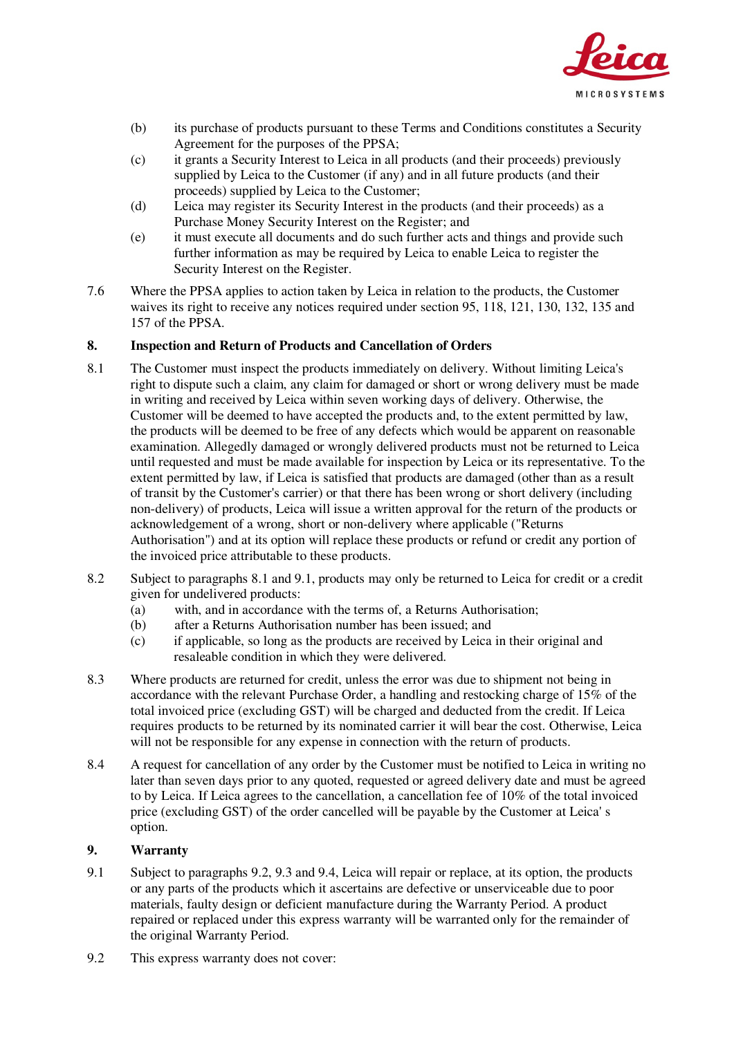(b) its purchase of products pursuant to these Terms and Conditions constitutes a Security Agreement for the purposes of the PPSA;

(c) it grants a Security Interest to Leica in all products (and their proceeds) previously supplied by Leica to the Customer (if any) and in all future products (and their proceeds) supplied by Leica to the Customer;

(d) Leica may register its Security Interest in the products (and their proceeds) as a Purchase Money Security Interest on the Register; and

(e) it must execute all documents and do such further acts and things and provide such further information as may be required by Leica to enable Leica to register the Security Interest on the Register.

7.6 Where the PPSA applies to action taken by Leica in relation to the products, the Customer waives its right to receive any notices required under section 95, 118, 121, 130, 132, 135 and 157 of the PPSA.

## 8. Inspection and Return of Products and Cancellation of Orders

8.1 The Customer must inspect the products immediately on delivery. Without limiting Leica's right to dispute such a claim, any claim for damaged or short or wrong delivery must be made in writing and received by Leica within seven working days of delivery. Otherwise, the Customer will be deemed to have accepted the products and, to the extent permitted by law, the products will be deemed to be free of any defects which would be apparent on reasonable examination. Allegedly damaged or wrongly delivered products must not be returned to Leica until requested and must be made available for inspection by Leica or its representative. To the extent permitted by law, if Leica is satisfied that products are damaged (other than as a result of transit by the Customer's carrier) or that there has been wrong or short delivery (including non-delivery) of products, Leica will issue a written approval for the return of the products or acknowledgement of a wrong, short or non-delivery where applicable ("Returns Authorisation") and at its option will replace these products or refund or credit any portion of the invoiced price attributable to these products.

8.2 Subject to paragraphs 8.1 and 9.1, products may only be returned to Leica for credit or a credit given for undelivered products:

(a) with, and in accordance with the terms of, a Returns Authorisation;

(b) after a Returns Authorisation number has been issued; and

(c) if applicable, so long as the products are received by Leica in their original and resaleable condition in which they were delivered.

8.3 Where products are returned for credit, unless the error was due to shipment not being in accordance with the relevant Purchase Order, a handling and restocking charge of 15% of the total invoiced price (excluding GST) will be charged and deducted from the credit. If Leica requires products to be returned by its nominated carrier it will bear the cost. Otherwise, Leica will not be responsible for any expense in connection with the return of products.

8.4 A request for cancellation of any order by the Customer must be notified to Leica in writing no later than seven days prior to any quoted, requested or agreed delivery date and must be agreed to by Leica. If Leica agrees to the cancellation, a cancellation fee of 10% of the total invoiced price (excluding GST) of the order cancelled will be payable by the Customer at Leica' s option.

## 9. Warranty

9.1 Subject to paragraphs 9.2, 9.3 and 9.4, Leica will repair or replace, at its option, the products or any parts of the products which it ascertains are defective or unserviceable due to poor materials, faulty design or deficient manufacture during the Warranty Period. A product repaired or replaced under this express warranty will be warranted only for the remainder of the original Warranty Period.

9.2 This express warranty does not cover: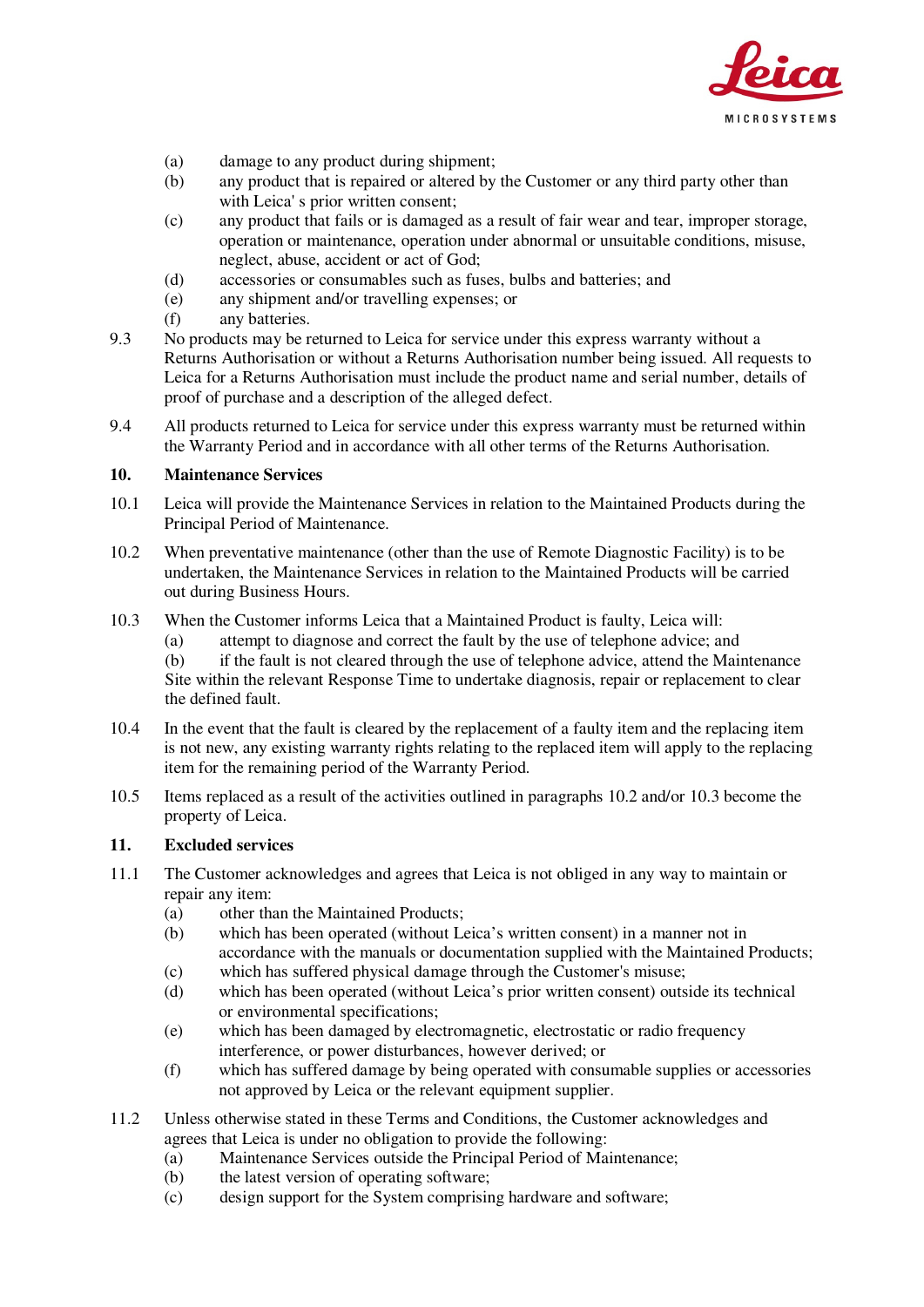(a) damage to any product during shipment;
(b) any product that is repaired or altered by the Customer or any third party other than with Leica' s prior written consent;
(c) any product that fails or is damaged as a result of fair wear and tear, improper storage, operation or maintenance, operation under abnormal or unsuitable conditions, misuse, neglect, abuse, accident or act of God;
(d) accessories or consumables such as fuses, bulbs and batteries; and
(e) any shipment and/or travelling expenses; or
(f) any batteries.

9.3 No products may be returned to Leica for service under this express warranty without a Returns Authorisation or without a Returns Authorisation number being issued. All requests to Leica for a Returns Authorisation must include the product name and serial number, details of proof of purchase and a description of the alleged defect.

9.4 All products returned to Leica for service under this express warranty must be returned within the Warranty Period and in accordance with all other terms of the Returns Authorisation.

## 10. Maintenance Services

10.1 Leica will provide the Maintenance Services in relation to the Maintained Products during the Principal Period of Maintenance.

10.2 When preventative maintenance (other than the use of Remote Diagnostic Facility) is to be undertaken, the Maintenance Services in relation to the Maintained Products will be carried out during Business Hours.

10.3 When the Customer informs Leica that a Maintained Product is faulty, Leica will:
(a) attempt to diagnose and correct the fault by the use of telephone advice; and
(b) if the fault is not cleared through the use of telephone advice, attend the Maintenance Site within the relevant Response Time to undertake diagnosis, repair or replacement to clear the defined fault.

10.4 In the event that the fault is cleared by the replacement of a faulty item and the replacing item is not new, any existing warranty rights relating to the replaced item will apply to the replacing item for the remaining period of the Warranty Period.

10.5 Items replaced as a result of the activities outlined in paragraphs 10.2 and/or 10.3 become the property of Leica.

## 11. Excluded services

11.1 The Customer acknowledges and agrees that Leica is not obliged in any way to maintain or repair any item:
(a) other than the Maintained Products;
(b) which has been operated (without Leica's written consent) in a manner not in accordance with the manuals or documentation supplied with the Maintained Products;
(c) which has suffered physical damage through the Customer's misuse;
(d) which has been operated (without Leica's prior written consent) outside its technical or environmental specifications;
(e) which has been damaged by electromagnetic, electrostatic or radio frequency interference, or power disturbances, however derived; or
(f) which has suffered damage by being operated with consumable supplies or accessories not approved by Leica or the relevant equipment supplier.

11.2 Unless otherwise stated in these Terms and Conditions, the Customer acknowledges and agrees that Leica is under no obligation to provide the following:
(a) Maintenance Services outside the Principal Period of Maintenance;
(b) the latest version of operating software;
(c) design support for the System comprising hardware and software;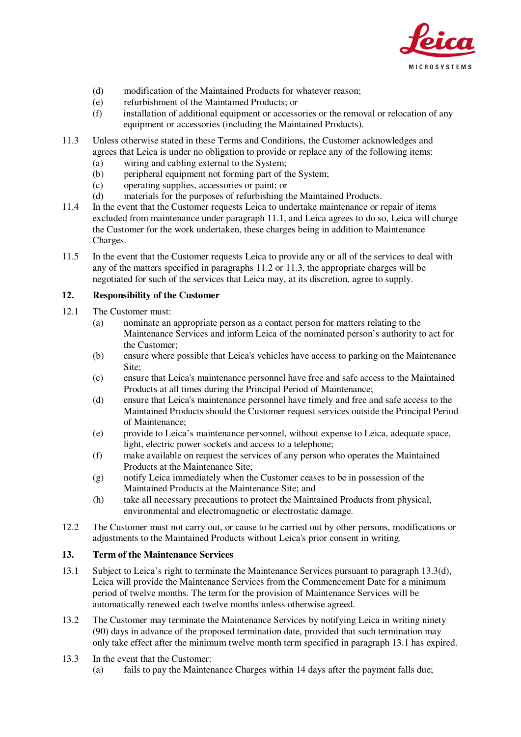(d) modification of the Maintained Products for whatever reason;
(e) refurbishment of the Maintained Products; or
(f) installation of additional equipment or accessories or the removal or relocation of any equipment or accessories (including the Maintained Products).

11.3 Unless otherwise stated in these Terms and Conditions, the Customer acknowledges and agrees that Leica is under no obligation to provide or replace any of the following items:
(a) wiring and cabling external to the System;
(b) peripheral equipment not forming part of the System;
(c) operating supplies, accessories or paint; or
(d) materials for the purposes of refurbishing the Maintained Products.

11.4 In the event that the Customer requests Leica to undertake maintenance or repair of items excluded from maintenance under paragraph 11.1, and Leica agrees to do so, Leica will charge the Customer for the work undertaken, these charges being in addition to Maintenance Charges.

11.5 In the event that the Customer requests Leica to provide any or all of the services to deal with any of the matters specified in paragraphs 11.2 or 11.3, the appropriate charges will be negotiated for such of the services that Leica may, at its discretion, agree to supply.

## 12. Responsibility of the Customer

12.1 The Customer must:
(a) nominate an appropriate person as a contact person for matters relating to the Maintenance Services and inform Leica of the nominated person's authority to act for the Customer;
(b) ensure where possible that Leica's vehicles have access to parking on the Maintenance Site;
(c) ensure that Leica's maintenance personnel have free and safe access to the Maintained Products at all times during the Principal Period of Maintenance;
(d) ensure that Leica's maintenance personnel have timely and free and safe access to the Maintained Products should the Customer request services outside the Principal Period of Maintenance;
(e) provide to Leica's maintenance personnel, without expense to Leica, adequate space, light, electric power sockets and access to a telephone;
(f) make available on request the services of any person who operates the Maintained Products at the Maintenance Site;
(g) notify Leica immediately when the Customer ceases to be in possession of the Maintained Products at the Maintenance Site; and
(h) take all necessary precautions to protect the Maintained Products from physical, environmental and electromagnetic or electrostatic damage.

12.2 The Customer must not carry out, or cause to be carried out by other persons, modifications or adjustments to the Maintained Products without Leica's prior consent in writing.

## 13. Term of the Maintenance Services

13.1 Subject to Leica's right to terminate the Maintenance Services pursuant to paragraph 13.3(d), Leica will provide the Maintenance Services from the Commencement Date for a minimum period of twelve months. The term for the provision of Maintenance Services will be automatically renewed each twelve months unless otherwise agreed.

13.2 The Customer may terminate the Maintenance Services by notifying Leica in writing ninety (90) days in advance of the proposed termination date, provided that such termination may only take effect after the minimum twelve month term specified in paragraph 13.1 has expired.

13.3 In the event that the Customer:
(a) fails to pay the Maintenance Charges within 14 days after the payment falls due;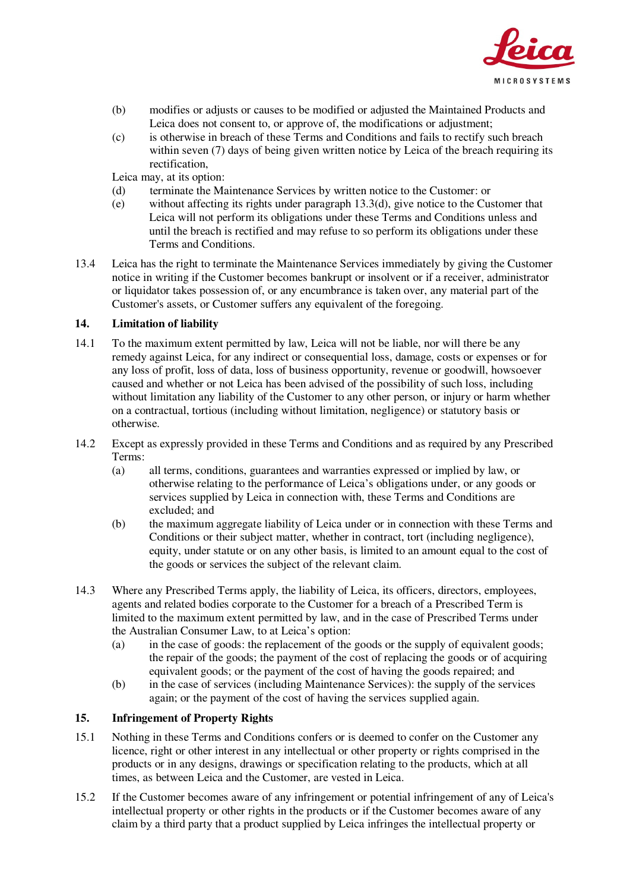(b) modifies or adjusts or causes to be modified or adjusted the Maintained Products and Leica does not consent to, or approve of, the modifications or adjustment;

(c) is otherwise in breach of these Terms and Conditions and fails to rectify such breach within seven (7) days of being given written notice by Leica of the breach requiring its rectification,

Leica may, at its option:

(d) terminate the Maintenance Services by written notice to the Customer: or

(e) without affecting its rights under paragraph 13.3(d), give notice to the Customer that Leica will not perform its obligations under these Terms and Conditions unless and until the breach is rectified and may refuse to so perform its obligations under these Terms and Conditions.

13.4 Leica has the right to terminate the Maintenance Services immediately by giving the Customer notice in writing if the Customer becomes bankrupt or insolvent or if a receiver, administrator or liquidator takes possession of, or any encumbrance is taken over, any material part of the Customer's assets, or Customer suffers any equivalent of the foregoing.

## 14. Limitation of liability

14.1 To the maximum extent permitted by law, Leica will not be liable, nor will there be any remedy against Leica, for any indirect or consequential loss, damage, costs or expenses or for any loss of profit, loss of data, loss of business opportunity, revenue or goodwill, howsoever caused and whether or not Leica has been advised of the possibility of such loss, including without limitation any liability of the Customer to any other person, or injury or harm whether on a contractual, tortious (including without limitation, negligence) or statutory basis or otherwise.

14.2 Except as expressly provided in these Terms and Conditions and as required by any Prescribed Terms:

(a) all terms, conditions, guarantees and warranties expressed or implied by law, or otherwise relating to the performance of Leica's obligations under, or any goods or services supplied by Leica in connection with, these Terms and Conditions are excluded; and

(b) the maximum aggregate liability of Leica under or in connection with these Terms and Conditions or their subject matter, whether in contract, tort (including negligence), equity, under statute or on any other basis, is limited to an amount equal to the cost of the goods or services the subject of the relevant claim.

14.3 Where any Prescribed Terms apply, the liability of Leica, its officers, directors, employees, agents and related bodies corporate to the Customer for a breach of a Prescribed Term is limited to the maximum extent permitted by law, and in the case of Prescribed Terms under the Australian Consumer Law, to at Leica's option:

(a) in the case of goods: the replacement of the goods or the supply of equivalent goods; the repair of the goods; the payment of the cost of replacing the goods or of acquiring equivalent goods; or the payment of the cost of having the goods repaired; and

(b) in the case of services (including Maintenance Services): the supply of the services again; or the payment of the cost of having the services supplied again.

## 15. Infringement of Property Rights

15.1 Nothing in these Terms and Conditions confers or is deemed to confer on the Customer any licence, right or other interest in any intellectual or other property or rights comprised in the products or in any designs, drawings or specification relating to the products, which at all times, as between Leica and the Customer, are vested in Leica.

15.2 If the Customer becomes aware of any infringement or potential infringement of any of Leica's intellectual property or other rights in the products or if the Customer becomes aware of any claim by a third party that a product supplied by Leica infringes the intellectual property or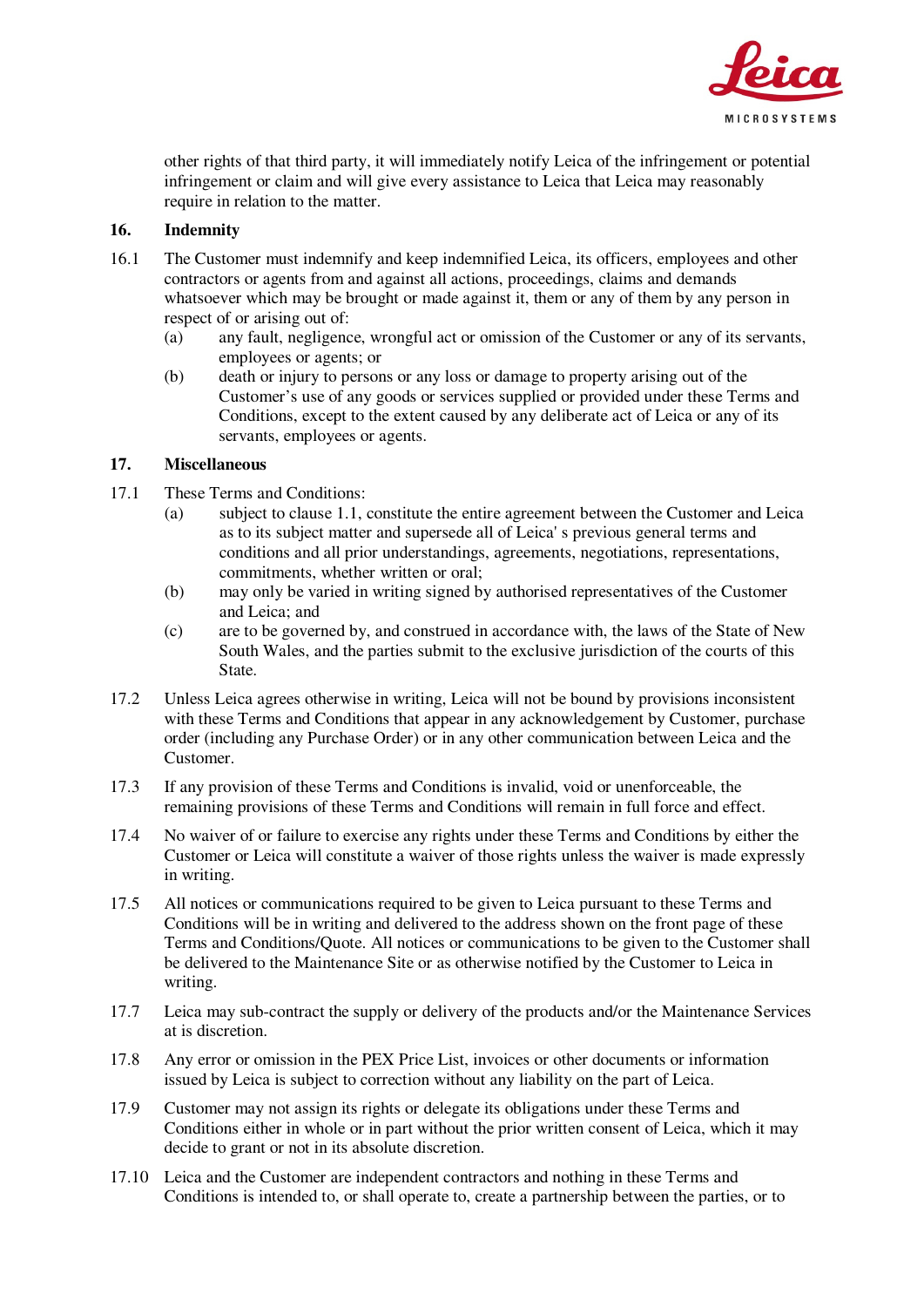other rights of that third party, it will immediately notify Leica of the infringement or potential infringement or claim and will give every assistance to Leica that Leica may reasonably require in relation to the matter.

## 16. Indemnity

16.1 The Customer must indemnify and keep indemnified Leica, its officers, employees and other contractors or agents from and against all actions, proceedings, claims and demands whatsoever which may be brought or made against it, them or any of them by any person in respect of or arising out of:

- (a) any fault, negligence, wrongful act or omission of the Customer or any of its servants, employees or agents; or
- (b) death or injury to persons or any loss or damage to property arising out of the Customer's use of any goods or services supplied or provided under these Terms and Conditions, except to the extent caused by any deliberate act of Leica or any of its servants, employees or agents.

## 17. Miscellaneous

17.1 These Terms and Conditions:

- (a) subject to clause 1.1, constitute the entire agreement between the Customer and Leica as to its subject matter and supersede all of Leica' s previous general terms and conditions and all prior understandings, agreements, negotiations, representations, commitments, whether written or oral;
- (b) may only be varied in writing signed by authorised representatives of the Customer and Leica; and
- (c) are to be governed by, and construed in accordance with, the laws of the State of New South Wales, and the parties submit to the exclusive jurisdiction of the courts of this State.

17.2 Unless Leica agrees otherwise in writing, Leica will not be bound by provisions inconsistent with these Terms and Conditions that appear in any acknowledgement by Customer, purchase order (including any Purchase Order) or in any other communication between Leica and the Customer.

17.3 If any provision of these Terms and Conditions is invalid, void or unenforceable, the remaining provisions of these Terms and Conditions will remain in full force and effect.

17.4 No waiver of or failure to exercise any rights under these Terms and Conditions by either the Customer or Leica will constitute a waiver of those rights unless the waiver is made expressly in writing.

17.5 All notices or communications required to be given to Leica pursuant to these Terms and Conditions will be in writing and delivered to the address shown on the front page of these Terms and Conditions/Quote. All notices or communications to be given to the Customer shall be delivered to the Maintenance Site or as otherwise notified by the Customer to Leica in writing.

17.7 Leica may sub-contract the supply or delivery of the products and/or the Maintenance Services at is discretion.

17.8 Any error or omission in the PEX Price List, invoices or other documents or information issued by Leica is subject to correction without any liability on the part of Leica.

17.9 Customer may not assign its rights or delegate its obligations under these Terms and Conditions either in whole or in part without the prior written consent of Leica, which it may decide to grant or not in its absolute discretion.

17.10 Leica and the Customer are independent contractors and nothing in these Terms and Conditions is intended to, or shall operate to, create a partnership between the parties, or to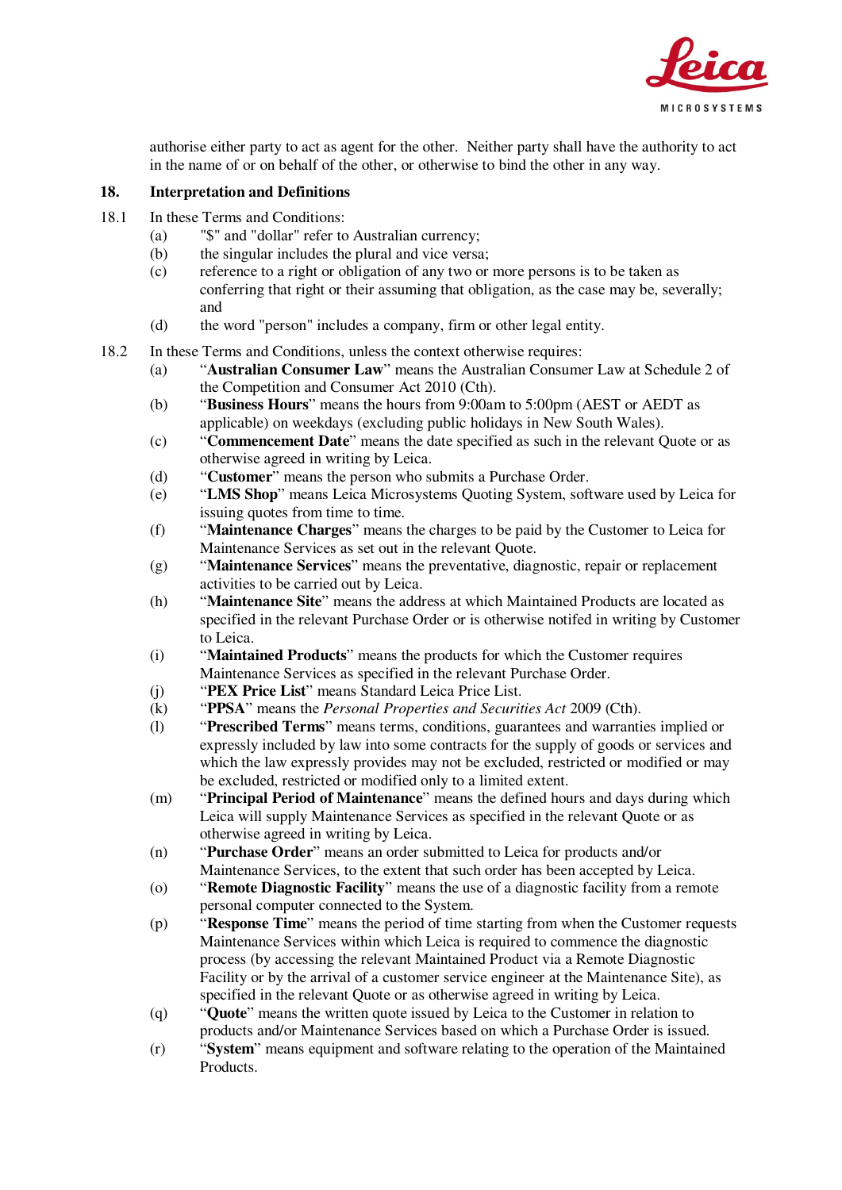authorise either party to act as agent for the other. Neither party shall have the authority to act in the name of or on behalf of the other, or otherwise to bind the other in any way.

## 18. Interpretation and Definitions

18.1 In these Terms and Conditions:

(a) "$" and "dollar" refer to Australian currency;

(b) the singular includes the plural and vice versa;

(c) reference to a right or obligation of any two or more persons is to be taken as conferring that right or their assuming that obligation, as the case may be, severally; and

(d) the word "person" includes a company, firm or other legal entity.

18.2 In these Terms and Conditions, unless the context otherwise requires:

(a) "**Australian Consumer Law**" means the Australian Consumer Law at Schedule 2 of the Competition and Consumer Act 2010 (Cth).

(b) "**Business Hours**" means the hours from 9:00am to 5:00pm (AEST or AEDT as applicable) on weekdays (excluding public holidays in New South Wales).

(c) "**Commencement Date**" means the date specified as such in the relevant Quote or as otherwise agreed in writing by Leica.

(d) "**Customer**" means the person who submits a Purchase Order.

(e) "**LMS Shop**" means Leica Microsystems Quoting System, software used by Leica for issuing quotes from time to time.

(f) "**Maintenance Charges**" means the charges to be paid by the Customer to Leica for Maintenance Services as set out in the relevant Quote.

(g) "**Maintenance Services**" means the preventative, diagnostic, repair or replacement activities to be carried out by Leica.

(h) "**Maintenance Site**" means the address at which Maintained Products are located as specified in the relevant Purchase Order or is otherwise notifed in writing by Customer to Leica.

(i) "**Maintained Products**" means the products for which the Customer requires Maintenance Services as specified in the relevant Purchase Order.

(j) "**PEX Price List**" means Standard Leica Price List.

(k) "**PPSA**" means the *Personal Properties and Securities Act* 2009 (Cth).

(l) "**Prescribed Terms**" means terms, conditions, guarantees and warranties implied or expressly included by law into some contracts for the supply of goods or services and which the law expressly provides may not be excluded, restricted or modified or may be excluded, restricted or modified only to a limited extent.

(m) "**Principal Period of Maintenance**" means the defined hours and days during which Leica will supply Maintenance Services as specified in the relevant Quote or as otherwise agreed in writing by Leica.

(n) "**Purchase Order**" means an order submitted to Leica for products and/or Maintenance Services, to the extent that such order has been accepted by Leica.

(o) "**Remote Diagnostic Facility**" means the use of a diagnostic facility from a remote personal computer connected to the System.

(p) "**Response Time**" means the period of time starting from when the Customer requests Maintenance Services within which Leica is required to commence the diagnostic process (by accessing the relevant Maintained Product via a Remote Diagnostic Facility or by the arrival of a customer service engineer at the Maintenance Site), as specified in the relevant Quote or as otherwise agreed in writing by Leica.

(q) "**Quote**" means the written quote issued by Leica to the Customer in relation to products and/or Maintenance Services based on which a Purchase Order is issued.

(r) "**System**" means equipment and software relating to the operation of the Maintained Products.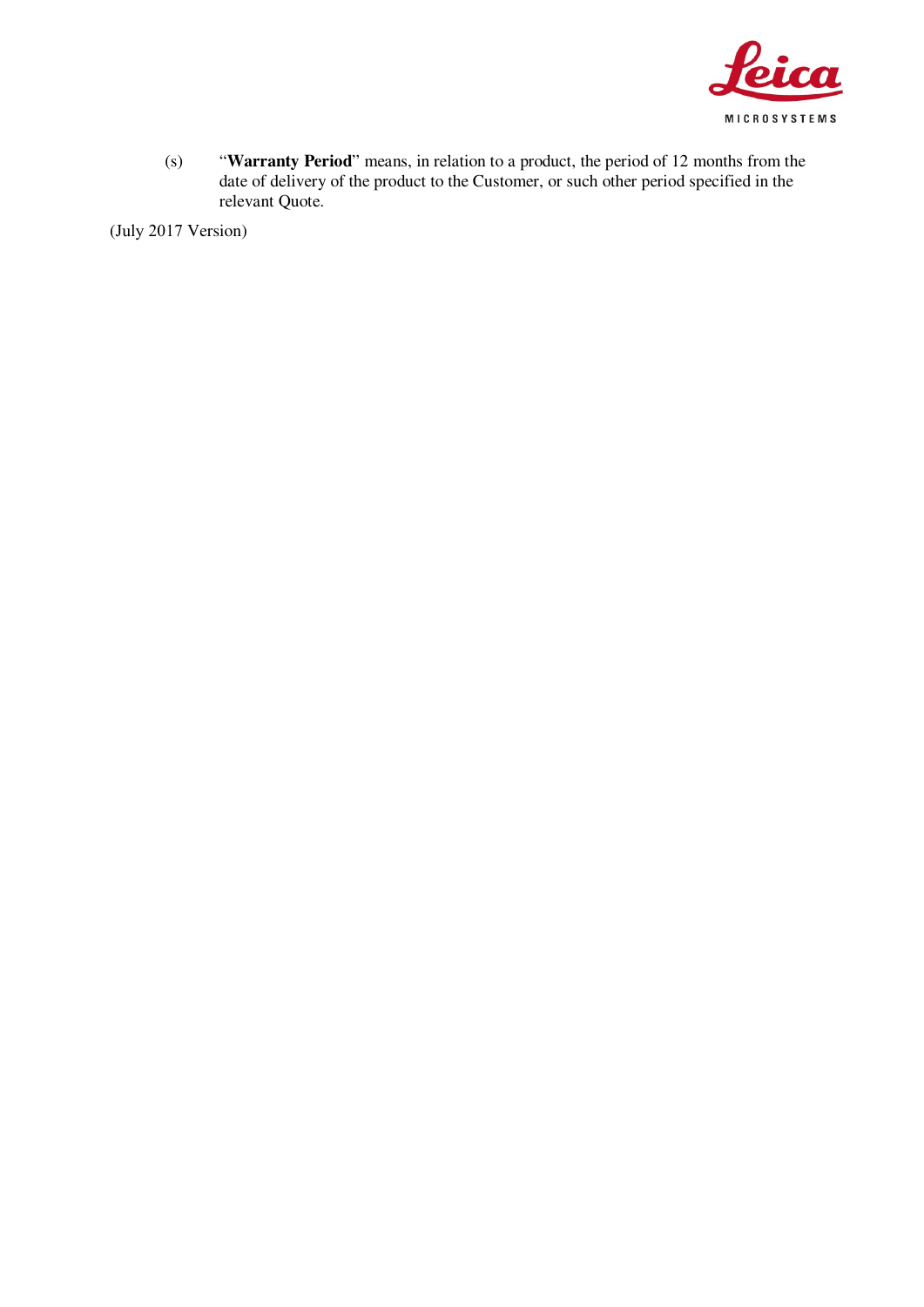(s) "**Warranty Period**" means, in relation to a product, the period of 12 months from the date of delivery of the product to the Customer, or such other period specified in the relevant Quote.

(July 2017 Version)